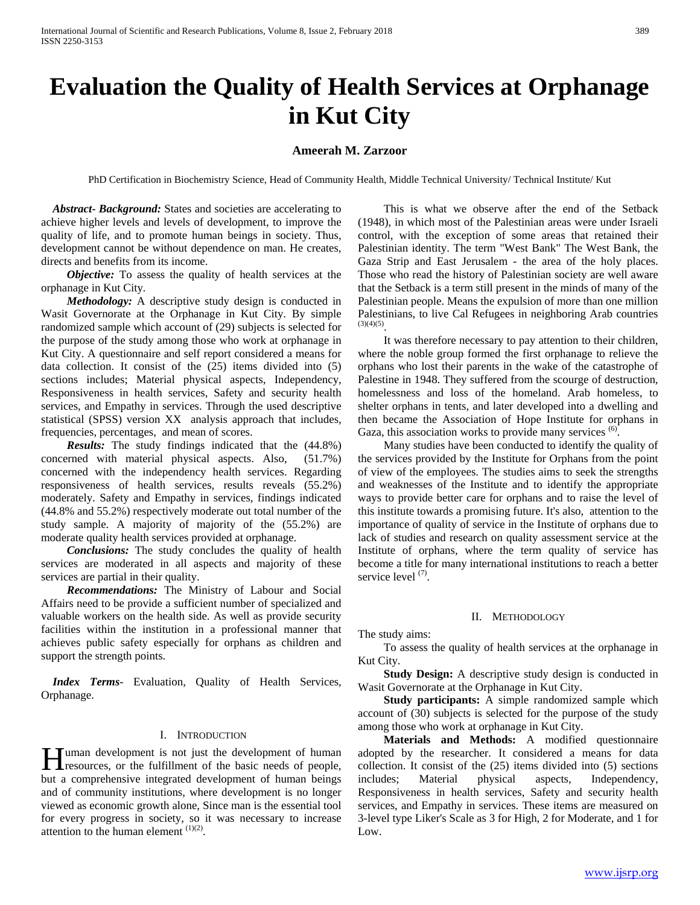# Evaluation the Quality of Health Services at Orphanage in Kut City

**Ameerah M. Zarzoor**

PhD Certification in Biochemistry Science, Head of Community Health, Middle Technical University/ Technical Institute/ Kut

***Abstract- Background:*** States and societies are accelerating to achieve higher levels and levels of development, to improve the quality of life, and to promote human beings in society. Thus, development cannot be without dependence on man. He creates, directs and benefits from its income.

***Objective:*** To assess the quality of health services at the orphanage in Kut City.

***Methodology:*** A descriptive study design is conducted in Wasit Governorate at the Orphanage in Kut City. By simple randomized sample which account of (29) subjects is selected for the purpose of the study among those who work at orphanage in Kut City. A questionnaire and self report considered a means for data collection. It consist of the (25) items divided into (5) sections includes; Material physical aspects, Independency, Responsiveness in health services, Safety and security health services, and Empathy in services. Through the used descriptive statistical (SPSS) version XX analysis approach that includes, frequencies, percentages, and mean of scores.

***Results:*** The study findings indicated that the (44.8%) concerned with material physical aspects. Also, (51.7%) concerned with the independency health services. Regarding responsiveness of health services, results reveals (55.2%) moderately. Safety and Empathy in services, findings indicated (44.8% and 55.2%) respectively moderate out total number of the study sample. A majority of majority of the (55.2%) are moderate quality health services provided at orphanage.

***Conclusions:*** The study concludes the quality of health services are moderated in all aspects and majority of these services are partial in their quality.

***Recommendations:*** The Ministry of Labour and Social Affairs need to be provide a sufficient number of specialized and valuable workers on the health side. As well as provide security facilities within the institution in a professional manner that achieves public safety especially for orphans as children and support the strength points.

***Index Terms***- Evaluation, Quality of Health Services, Orphanage.

## I. Introduction

Human development is not just the development of human resources, or the fulfillment of the basic needs of people, but a comprehensive integrated development of human beings and of community institutions, where development is no longer viewed as economic growth alone, Since man is the essential tool for every progress in society, so it was necessary to increase attention to the human element [1][2].

This is what we observe after the end of the Setback (1948), in which most of the Palestinian areas were under Israeli control, with the exception of some areas that retained their Palestinian identity. The term "West Bank" The West Bank, the Gaza Strip and East Jerusalem - the area of the holy places. Those who read the history of Palestinian society are well aware that the Setback is a term still present in the minds of many of the Palestinian people. Means the expulsion of more than one million Palestinians, to live Cal Refugees in neighboring Arab countries [3][4][5].

It was therefore necessary to pay attention to their children, where the noble group formed the first orphanage to relieve the orphans who lost their parents in the wake of the catastrophe of Palestine in 1948. They suffered from the scourge of destruction, homelessness and loss of the homeland. Arab homeless, to shelter orphans in tents, and later developed into a dwelling and then became the Association of Hope Institute for orphans in Gaza, this association works to provide many services [6].

Many studies have been conducted to identify the quality of the services provided by the Institute for Orphans from the point of view of the employees. The studies aims to seek the strengths and weaknesses of the Institute and to identify the appropriate ways to provide better care for orphans and to raise the level of this institute towards a promising future. It's also, attention to the importance of quality of service in the Institute of orphans due to lack of studies and research on quality assessment service at the Institute of orphans, where the term quality of service has become a title for many international institutions to reach a better service level [7].

## II. Methodology

The study aims:

To assess the quality of health services at the orphanage in Kut City.

**Study Design:** A descriptive study design is conducted in Wasit Governorate at the Orphanage in Kut City.

**Study participants:** A simple randomized sample which account of (30) subjects is selected for the purpose of the study among those who work at orphanage in Kut City.

**Materials and Methods:** A modified questionnaire adopted by the researcher. It considered a means for data collection. It consist of the (25) items divided into (5) sections includes; Material physical aspects, Independency, Responsiveness in health services, Safety and security health services, and Empathy in services. These items are measured on 3-level type Liker's Scale as 3 for High, 2 for Moderate, and 1 for Low.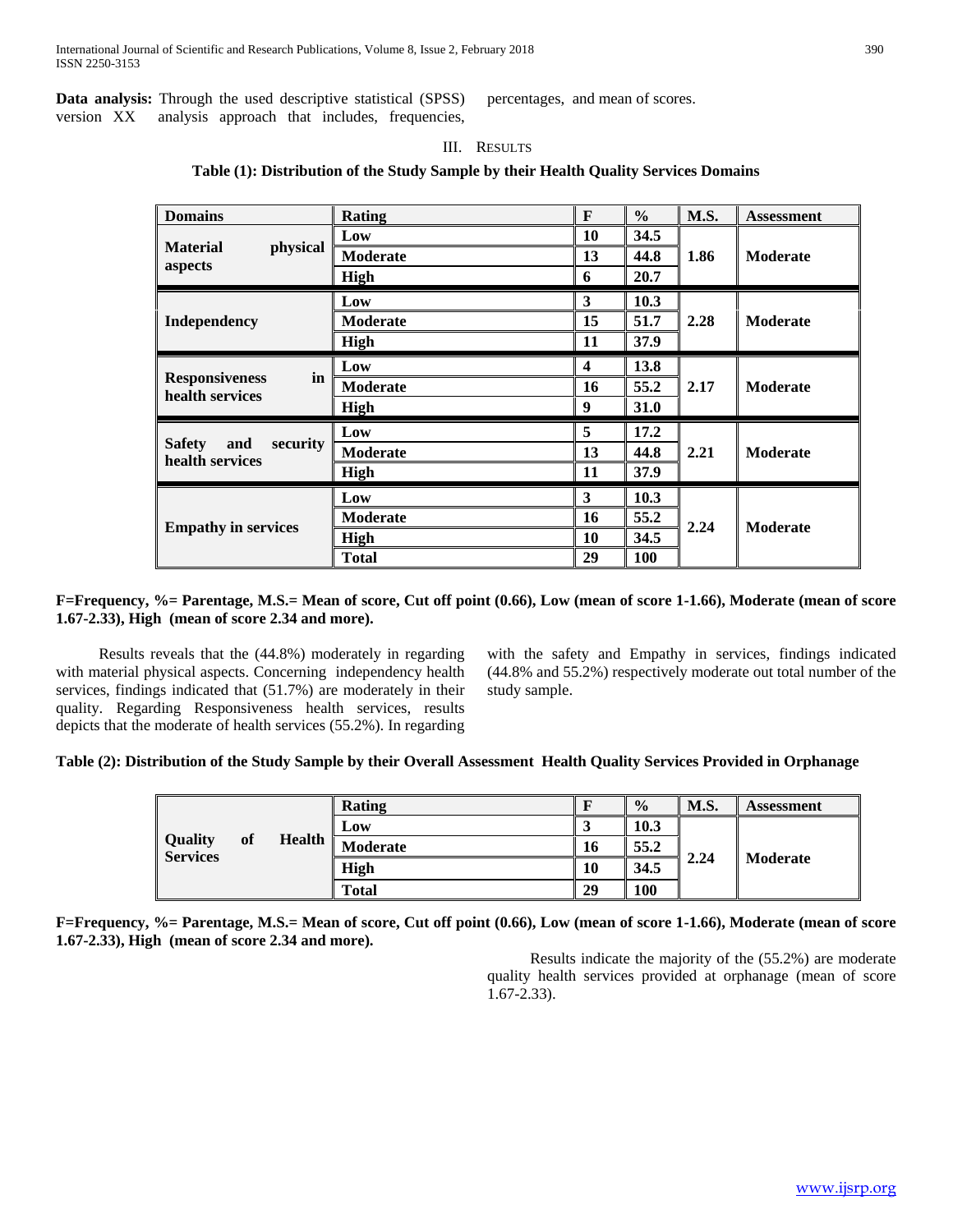**Data analysis:** Through the used descriptive statistical (SPSS) version XX analysis approach that includes, frequencies, percentages, and mean of scores.

## III. Results

**Table (1): Distribution of the Study Sample by their Health Quality Services Domains**

| Domains | Rating | F | % | M.S. | Assessment |
|---|---|---|---|---|---|
| Material physical aspects | Low | 10 | 34.5 | 1.86 | Moderate |
| | Moderate | 13 | 44.8 | | |
| | High | 6 | 20.7 | | |
| Independency | Low | 3 | 10.3 | 2.28 | Moderate |
| | Moderate | 15 | 51.7 | | |
| | High | 11 | 37.9 | | |
| Responsiveness in health services | Low | 4 | 13.8 | 2.17 | Moderate |
| | Moderate | 16 | 55.2 | | |
| | High | 9 | 31.0 | | |
| Safety and security health services | Low | 5 | 17.2 | 2.21 | Moderate |
| | Moderate | 13 | 44.8 | | |
| | High | 11 | 37.9 | | |
| Empathy in services | Low | 3 | 10.3 | 2.24 | Moderate |
| | Moderate | 16 | 55.2 | | |
| | High | 10 | 34.5 | | |
| | Total | 29 | 100 | | |

**F=Frequency, %= Parentage, M.S.= Mean of score, Cut off point (0.66), Low (mean of score 1-1.66), Moderate (mean of score 1.67-2.33), High (mean of score 2.34 and more).**

Results reveals that the (44.8%) moderately in regarding with material physical aspects. Concerning independency health services, findings indicated that (51.7%) are moderately in their quality. Regarding Responsiveness health services, results depicts that the moderate of health services (55.2%). In regarding with the safety and Empathy in services, findings indicated (44.8% and 55.2%) respectively moderate out total number of the study sample.

**Table (2): Distribution of the Study Sample by their Overall Assessment Health Quality Services Provided in Orphanage**

| | Rating | F | % | M.S. | Assessment |
|---|---|---|---|---|---|
| Quality of Health Services | Low | 3 | 10.3 | 2.24 | Moderate |
| | Moderate | 16 | 55.2 | | |
| | High | 10 | 34.5 | | |
| | Total | 29 | 100 | | |

**F=Frequency, %= Parentage, M.S.= Mean of score, Cut off point (0.66), Low (mean of score 1-1.66), Moderate (mean of score 1.67-2.33), High (mean of score 2.34 and more).**

Results indicate the majority of the (55.2%) are moderate quality health services provided at orphanage (mean of score 1.67-2.33).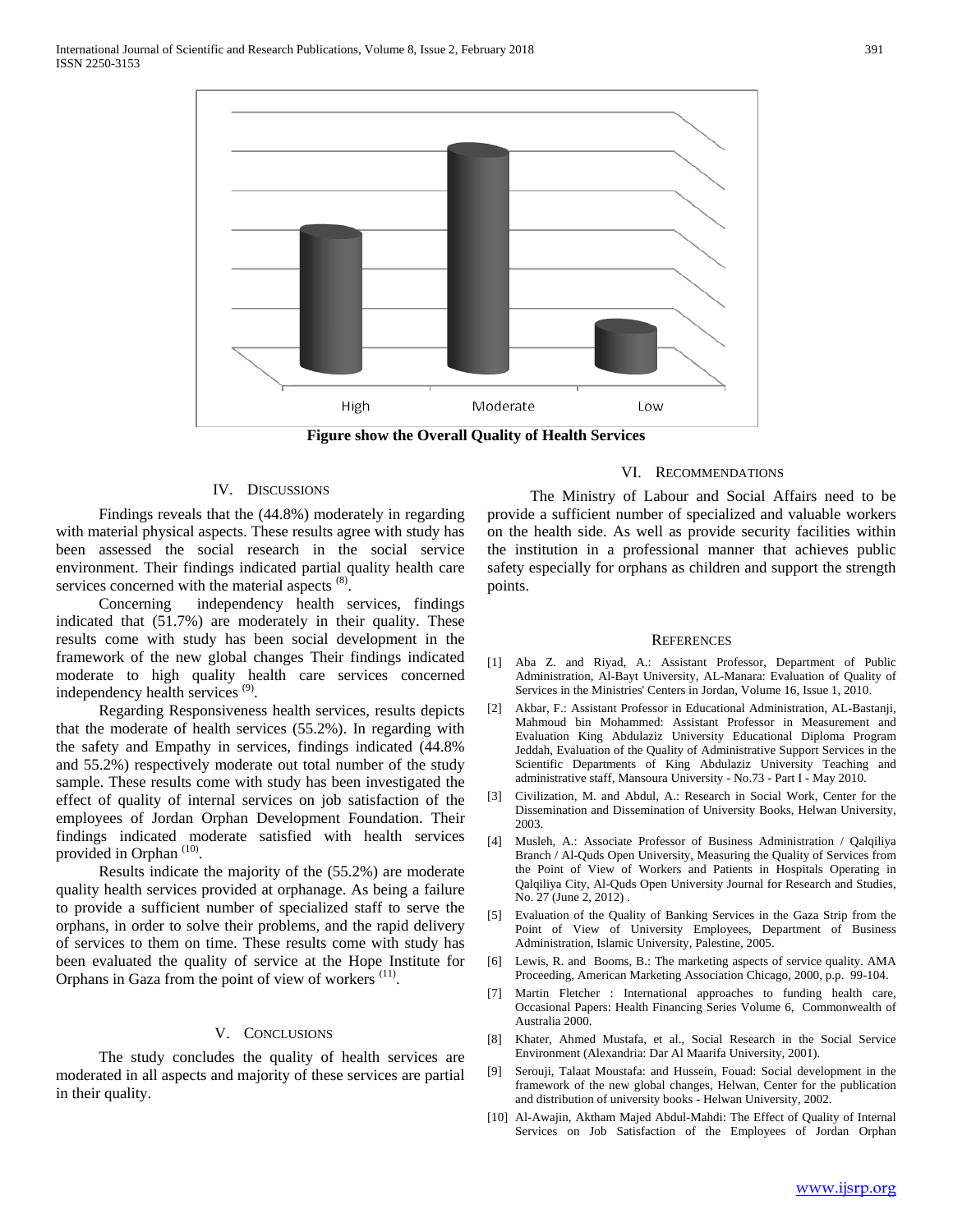Figure show the Overall Quality of Health Services

## IV. Discussions

Findings reveals that the (44.8%) moderately in regarding with material physical aspects. These results agree with study has been assessed the social research in the social service environment. Their findings indicated partial quality health care services concerned with the material aspects [8].

Concerning independency health services, findings indicated that (51.7%) are moderately in their quality. These results come with study has been social development in the framework of the new global changes Their findings indicated moderate to high quality health care services concerned independency health services [9].

Regarding Responsiveness health services, results depicts that the moderate of health services (55.2%). In regarding with the safety and Empathy in services, findings indicated (44.8% and 55.2%) respectively moderate out total number of the study sample. These results come with study has been investigated the effect of quality of internal services on job satisfaction of the employees of Jordan Orphan Development Foundation. Their findings indicated moderate satisfied with health services provided in Orphan [10].

Results indicate the majority of the (55.2%) are moderate quality health services provided at orphanage. As being a failure to provide a sufficient number of specialized staff to serve the orphans, in order to solve their problems, and the rapid delivery of services to them on time. These results come with study has been evaluated the quality of service at the Hope Institute for Orphans in Gaza from the point of view of workers [11].

## V. Conclusions

The study concludes the quality of health services are moderated in all aspects and majority of these services are partial in their quality.

## VI. Recommendations

The Ministry of Labour and Social Affairs need to be provide a sufficient number of specialized and valuable workers on the health side. As well as provide security facilities within the institution in a professional manner that achieves public safety especially for orphans as children and support the strength points.

## References

[1] Aba Z. and Riyad, A.: Assistant Professor, Department of Public Administration, Al-Bayt University, AL-Manara: Evaluation of Quality of Services in the Ministries' Centers in Jordan, Volume 16, Issue 1, 2010.

[2] Akbar, F.: Assistant Professor in Educational Administration, AL-Bastanji, Mahmoud bin Mohammed: Assistant Professor in Measurement and Evaluation King Abdulaziz University Educational Diploma Program Jeddah, Evaluation of the Quality of Administrative Support Services in the Scientific Departments of King Abdulaziz University Teaching and administrative staff, Mansoura University - No.73 - Part I - May 2010.

[3] Civilization, M. and Abdul, A.: Research in Social Work, Center for the Dissemination and Dissemination of University Books, Helwan University, 2003.

[4] Musleh, A.: Associate Professor of Business Administration / Qalqiliya Branch / Al-Quds Open University, Measuring the Quality of Services from the Point of View of Workers and Patients in Hospitals Operating in Qalqiliya City, Al-Quds Open University Journal for Research and Studies, No. 27 (June 2, 2012) .

[5] Evaluation of the Quality of Banking Services in the Gaza Strip from the Point of View of University Employees, Department of Business Administration, Islamic University, Palestine, 2005.

[6] Lewis, R. and Booms, B.: The marketing aspects of service quality. AMA Proceeding, American Marketing Association Chicago, 2000, p.p. 99-104.

[7] Martin Fletcher : International approaches to funding health care, Occasional Papers: Health Financing Series Volume 6, Commonwealth of Australia 2000.

[8] Khater, Ahmed Mustafa, et al., Social Research in the Social Service Environment (Alexandria: Dar Al Maarifa University, 2001).

[9] Serouji, Talaat Moustafa: and Hussein, Fouad: Social development in the framework of the new global changes, Helwan, Center for the publication and distribution of university books - Helwan University, 2002.

[10] Al-Awajin, Aktham Majed Abdul-Mahdi: The Effect of Quality of Internal Services on Job Satisfaction of the Employees of Jordan Orphan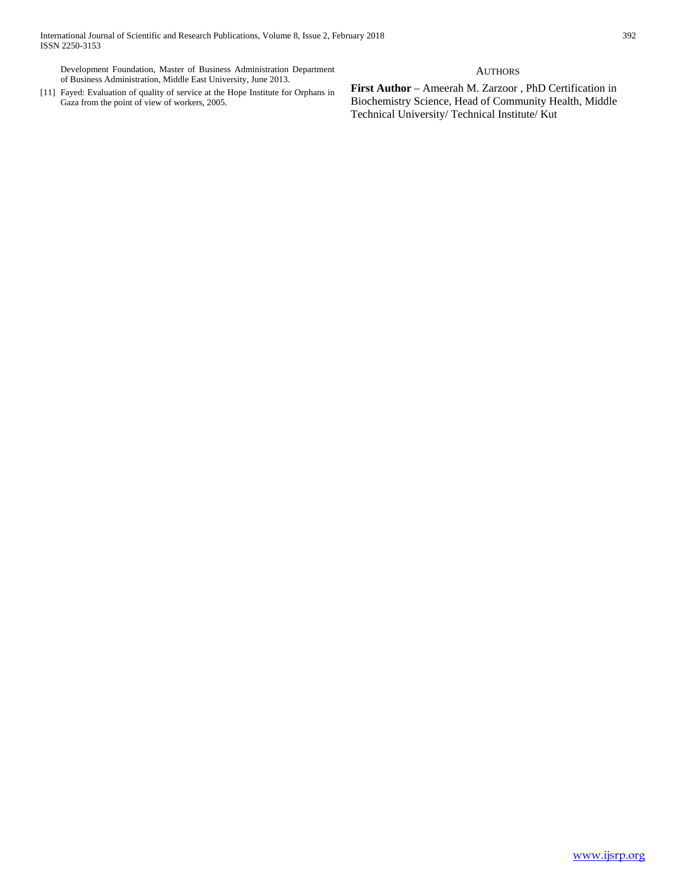Development Foundation, Master of Business Administration Department of Business Administration, Middle East University, June 2013.

[11] Fayed: Evaluation of quality of service at the Hope Institute for Orphans in Gaza from the point of view of workers, 2005.

## AUTHORS

**First Author** – Ameerah M. Zarzoor , PhD Certification in Biochemistry Science, Head of Community Health, Middle Technical University/ Technical Institute/ Kut